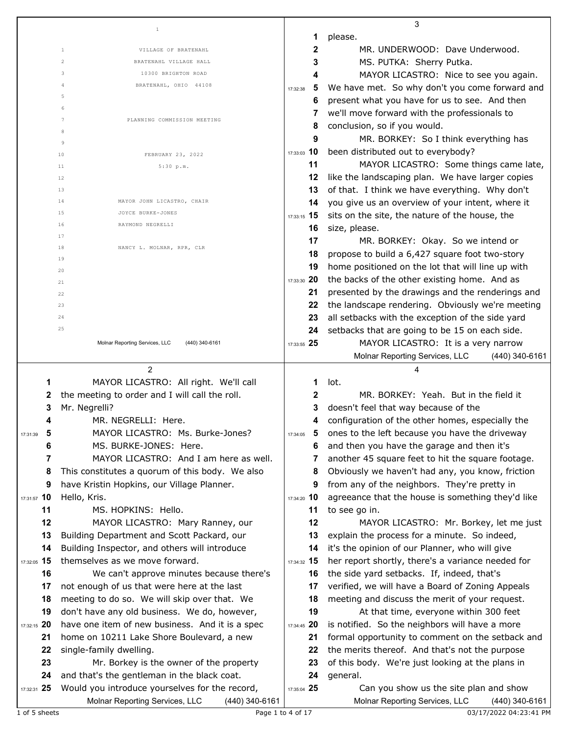VILLAGE OF BRATENAHL
BRATENAHL VILLAGE HALL
10300 BRIGHTON ROAD
BRATENAHL, OHIO 44108

PLANNING COMMISSION MEETING

FEBRUARY 23, 2022
5:30 p.m.

MAYOR JOHN LICASTRO, CHAIR
JOYCE BURKE-JONES
RAYMOND NEGRELLI

NANCY L. MOLNAR, RPR, CLR

---

MAYOR LICASTRO: All right. We'll call the meeting to order and I will call the roll. Mr. Negrelli?

MR. NEGRELLI: Here.

MAYOR LICASTRO: Ms. Burke-Jones?

MS. BURKE-JONES: Here.

MAYOR LICASTRO: And I am here as well. This constitutes a quorum of this body. We also have Kristin Hopkins, our Village Planner. Hello, Kris.

MS. HOPKINS: Hello.

MAYOR LICASTRO: Mary Ranney, our Building Department and Scott Packard, our Building Inspector, and others will introduce themselves as we move forward.

We can't approve minutes because there's not enough of us that were here at the last meeting to do so. We will skip over that. We don't have any old business. We do, however, have one item of new business. And it is a spec home on 10211 Lake Shore Boulevard, a new single-family dwelling.

Mr. Borkey is the owner of the property and that's the gentleman in the black coat. Would you introduce yourselves for the record, please.

MR. UNDERWOOD: Dave Underwood.

MS. PUTKA: Sherry Putka.

MAYOR LICASTRO: Nice to see you again. We have met. So why don't you come forward and present what you have for us to see. And then we'll move forward with the professionals to conclusion, so if you would.

MR. BORKEY: So I think everything has been distributed out to everybody?

MAYOR LICASTRO: Some things came late, like the landscaping plan. We have larger copies of that. I think we have everything. Why don't you give us an overview of your intent, where it sits on the site, the nature of the house, the size, please.

MR. BORKEY: Okay. So we intend or propose to build a 6,427 square foot two-story home positioned on the lot that will line up with the backs of the other existing home. And as presented by the drawings and the renderings and the landscape rendering. Obviously we're meeting all setbacks with the exception of the side yard setbacks that are going to be 15 on each side.

MAYOR LICASTRO: It is a very narrow lot.

MR. BORKEY: Yeah. But in the field it doesn't feel that way because of the configuration of the other homes, especially the ones to the left because you have the driveway and then you have the garage and then it's another 45 square feet to hit the square footage. Obviously we haven't had any, you know, friction from any of the neighbors. They're pretty in agreeance that the house is something they'd like to see go in.

MAYOR LICASTRO: Mr. Borkey, let me just explain the process for a minute. So indeed, it's the opinion of our Planner, who will give her report shortly, there's a variance needed for the side yard setbacks. If, indeed, that's verified, we will have a Board of Zoning Appeals meeting and discuss the merit of your request.

At that time, everyone within 300 feet is notified. So the neighbors will have a more formal opportunity to comment on the setback and the merits thereof. And that's not the purpose of this body. We're just looking at the plans in general.

Can you show us the site plan and show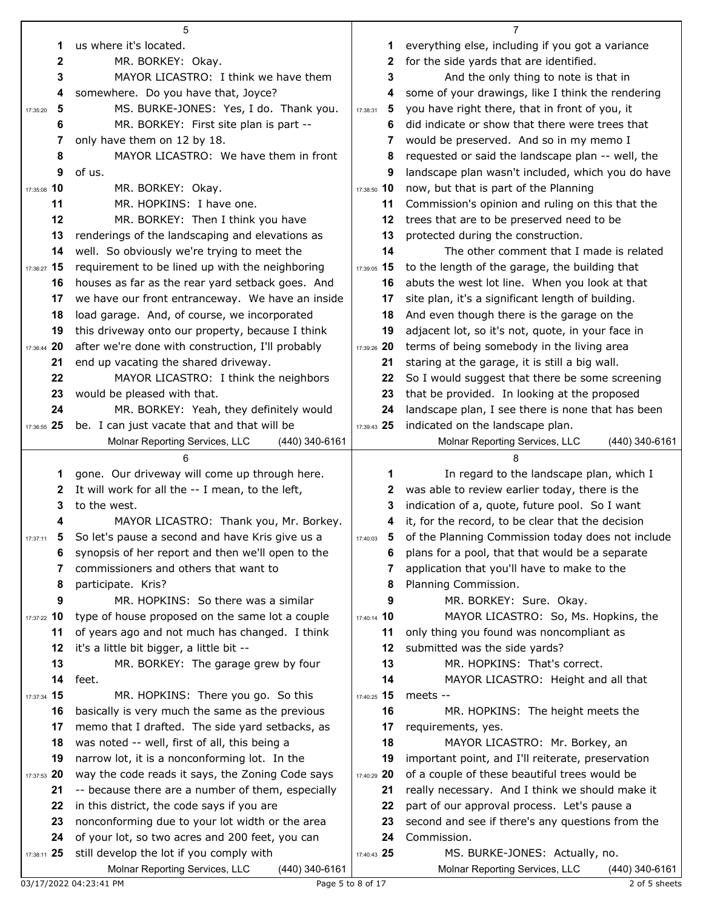us where it's located.

MR. BORKEY: Okay.

MAYOR LICASTRO: I think we have them somewhere. Do you have that, Joyce?

MS. BURKE-JONES: Yes, I do. Thank you.

MR. BORKEY: First site plan is part -- only have them on 12 by 18.

MAYOR LICASTRO: We have them in front of us.

MR. BORKEY: Okay.

MR. HOPKINS: I have one.

MR. BORKEY: Then I think you have renderings of the landscaping and elevations as well. So obviously we're trying to meet the requirement to be lined up with the neighboring houses as far as the rear yard setback goes. And we have our front entranceway. We have an inside load garage. And, of course, we incorporated this driveway onto our property, because I think after we're done with construction, I'll probably end up vacating the shared driveway.

MAYOR LICASTRO: I think the neighbors would be pleased with that.

MR. BORKEY: Yeah, they definitely would be. I can just vacate that and that will be gone. Our driveway will come up through here. It will work for all the -- I mean, to the left, to the west.

MAYOR LICASTRO: Thank you, Mr. Borkey. So let's pause a second and have Kris give us a synopsis of her report and then we'll open to the commissioners and others that want to participate. Kris?

MR. HOPKINS: So there was a similar type of house proposed on the same lot a couple of years ago and not much has changed. I think it's a little bit bigger, a little bit --

MR. BORKEY: The garage grew by four feet.

MR. HOPKINS: There you go. So this basically is very much the same as the previous memo that I drafted. The side yard setbacks, as was noted -- well, first of all, this being a narrow lot, it is a nonconforming lot. In the way the code reads it says, the Zoning Code says -- because there are a number of them, especially in this district, the code says if you are nonconforming due to your lot width or the area of your lot, so two acres and 200 feet, you can still develop the lot if you comply with everything else, including if you got a variance for the side yards that are identified.

And the only thing to note is that in some of your drawings, like I think the rendering you have right there, that in front of you, it did indicate or show that there were trees that would be preserved. And so in my memo I requested or said the landscape plan -- well, the landscape plan wasn't included, which you do have now, but that is part of the Planning Commission's opinion and ruling on this that the trees that are to be preserved need to be protected during the construction.

The other comment that I made is related to the length of the garage, the building that abuts the west lot line. When you look at that site plan, it's a significant length of building. And even though there is the garage on the adjacent lot, so it's not, quote, in your face in terms of being somebody in the living area staring at the garage, it is still a big wall. So I would suggest that there be some screening that be provided. In looking at the proposed landscape plan, I see there is none that has been indicated on the landscape plan.

In regard to the landscape plan, which I was able to review earlier today, there is the indication of a, quote, future pool. So I want it, for the record, to be clear that the decision of the Planning Commission today does not include plans for a pool, that that would be a separate application that you'll have to make to the Planning Commission.

MR. BORKEY: Sure. Okay.

MAYOR LICASTRO: So, Ms. Hopkins, the only thing you found was noncompliant as submitted was the side yards?

MR. HOPKINS: That's correct.

MAYOR LICASTRO: Height and all that meets --

MR. HOPKINS: The height meets the requirements, yes.

MAYOR LICASTRO: Mr. Borkey, an important point, and I'll reiterate, preservation of a couple of these beautiful trees would be really necessary. And I think we should make it part of our approval process. Let's pause a second and see if there's any questions from the Commission.

MS. BURKE-JONES: Actually, no.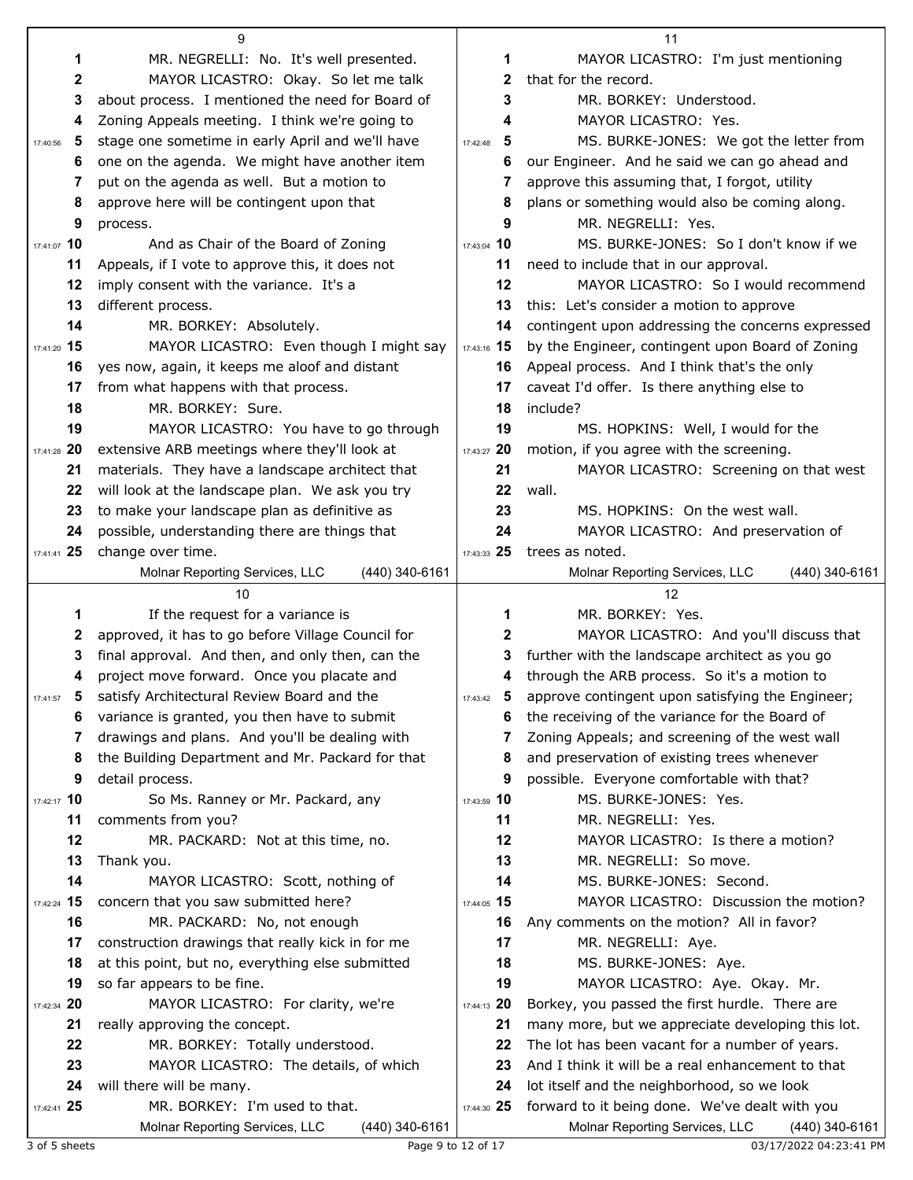MR. NEGRELLI: No. It's well presented.

MAYOR LICASTRO: Okay. So let me talk about process. I mentioned the need for Board of Zoning Appeals meeting. I think we're going to stage one sometime in early April and we'll have one on the agenda. We might have another item put on the agenda as well. But a motion to approve here will be contingent upon that process.

And as Chair of the Board of Zoning Appeals, if I vote to approve this, it does not imply consent with the variance. It's a different process.

MR. BORKEY: Absolutely.

MAYOR LICASTRO: Even though I might say yes now, again, it keeps me aloof and distant from what happens with that process.

MR. BORKEY: Sure.

MAYOR LICASTRO: You have to go through extensive ARB meetings where they'll look at materials. They have a landscape architect that will look at the landscape plan. We ask you try to make your landscape plan as definitive as possible, understanding there are things that change over time.

If the request for a variance is approved, it has to go before Village Council for final approval. And then, and only then, can the project move forward. Once you placate and satisfy Architectural Review Board and the variance is granted, you then have to submit drawings and plans. And you'll be dealing with the Building Department and Mr. Packard for that detail process.

So Ms. Ranney or Mr. Packard, any comments from you?

MR. PACKARD: Not at this time, no. Thank you.

MAYOR LICASTRO: Scott, nothing of concern that you saw submitted here?

MR. PACKARD: No, not enough construction drawings that really kick in for me at this point, but no, everything else submitted so far appears to be fine.

MAYOR LICASTRO: For clarity, we're really approving the concept.

MR. BORKEY: Totally understood.

MAYOR LICASTRO: The details, of which will there will be many.

MR. BORKEY: I'm used to that.

MAYOR LICASTRO: I'm just mentioning that for the record.

MR. BORKEY: Understood.

MAYOR LICASTRO: Yes.

MS. BURKE-JONES: We got the letter from our Engineer. And he said we can go ahead and approve this assuming that, I forgot, utility plans or something would also be coming along.

MR. NEGRELLI: Yes.

MS. BURKE-JONES: So I don't know if we need to include that in our approval.

MAYOR LICASTRO: So I would recommend this: Let's consider a motion to approve contingent upon addressing the concerns expressed by the Engineer, contingent upon Board of Zoning Appeal process. And I think that's the only caveat I'd offer. Is there anything else to include?

MS. HOPKINS: Well, I would for the motion, if you agree with the screening.

MAYOR LICASTRO: Screening on that west wall.

MS. HOPKINS: On the west wall.

MAYOR LICASTRO: And preservation of trees as noted.

MR. BORKEY: Yes.

MAYOR LICASTRO: And you'll discuss that further with the landscape architect as you go through the ARB process. So it's a motion to approve contingent upon satisfying the Engineer; the receiving of the variance for the Board of Zoning Appeals; and screening of the west wall and preservation of existing trees whenever possible. Everyone comfortable with that?

MS. BURKE-JONES: Yes.

MR. NEGRELLI: Yes.

MAYOR LICASTRO: Is there a motion?

MR. NEGRELLI: So move.

MS. BURKE-JONES: Second.

MAYOR LICASTRO: Discussion the motion? Any comments on the motion? All in favor?

MR. NEGRELLI: Aye.

MS. BURKE-JONES: Aye.

MAYOR LICASTRO: Aye. Okay. Mr. Borkey, you passed the first hurdle. There are many more, but we appreciate developing this lot. The lot has been vacant for a number of years. And I think it will be a real enhancement to that lot itself and the neighborhood, so we look forward to it being done. We've dealt with you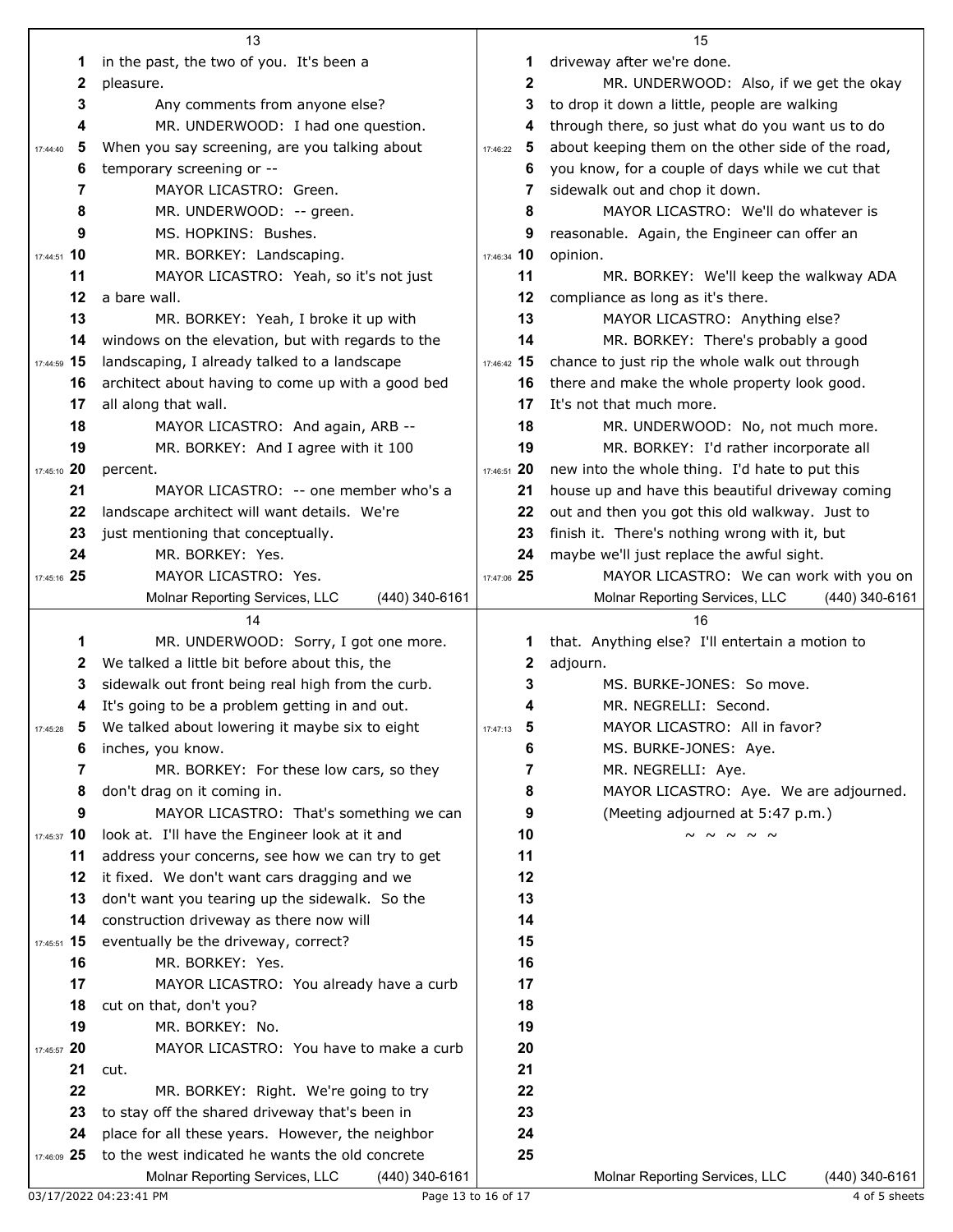in the past, the two of you. It's been a pleasure.

Any comments from anyone else?

MR. UNDERWOOD: I had one question. When you say screening, are you talking about temporary screening or --

MAYOR LICASTRO: Green.

MR. UNDERWOOD: -- green.

MS. HOPKINS: Bushes.

MR. BORKEY: Landscaping.

MAYOR LICASTRO: Yeah, so it's not just a bare wall.

MR. BORKEY: Yeah, I broke it up with windows on the elevation, but with regards to the landscaping, I already talked to a landscape architect about having to come up with a good bed all along that wall.

MAYOR LICASTRO: And again, ARB --

MR. BORKEY: And I agree with it 100 percent.

MAYOR LICASTRO: -- one member who's a landscape architect will want details. We're just mentioning that conceptually.

MR. BORKEY: Yes.

MAYOR LICASTRO: Yes.

MR. UNDERWOOD: Sorry, I got one more. We talked a little bit before about this, the sidewalk out front being real high from the curb. It's going to be a problem getting in and out. We talked about lowering it maybe six to eight inches, you know.

MR. BORKEY: For these low cars, so they don't drag on it coming in.

MAYOR LICASTRO: That's something we can look at. I'll have the Engineer look at it and address your concerns, see how we can try to get it fixed. We don't want cars dragging and we don't want you tearing up the sidewalk. So the construction driveway as there now will eventually be the driveway, correct?

MR. BORKEY: Yes.

MAYOR LICASTRO: You already have a curb cut on that, don't you?

MR. BORKEY: No.

MAYOR LICASTRO: You have to make a curb cut.

MR. BORKEY: Right. We're going to try to stay off the shared driveway that's been in place for all these years. However, the neighbor to the west indicated he wants the old concrete driveway after we're done.

MR. UNDERWOOD: Also, if we get the okay to drop it down a little, people are walking through there, so just what do you want us to do about keeping them on the other side of the road, you know, for a couple of days while we cut that sidewalk out and chop it down.

MAYOR LICASTRO: We'll do whatever is reasonable. Again, the Engineer can offer an opinion.

MR. BORKEY: We'll keep the walkway ADA compliance as long as it's there.

MAYOR LICASTRO: Anything else?

MR. BORKEY: There's probably a good chance to just rip the whole walk out through there and make the whole property look good. It's not that much more.

MR. UNDERWOOD: No, not much more.

MR. BORKEY: I'd rather incorporate all new into the whole thing. I'd hate to put this house up and have this beautiful driveway coming out and then you got this old walkway. Just to finish it. There's nothing wrong with it, but maybe we'll just replace the awful sight.

MAYOR LICASTRO: We can work with you on that. Anything else? I'll entertain a motion to adjourn.

MS. BURKE-JONES: So move.

MR. NEGRELLI: Second.

MAYOR LICASTRO: All in favor?

MS. BURKE-JONES: Aye.

MR. NEGRELLI: Aye.

MAYOR LICASTRO: Aye. We are adjourned.

(Meeting adjourned at 5:47 p.m.)

~ ~ ~ ~ ~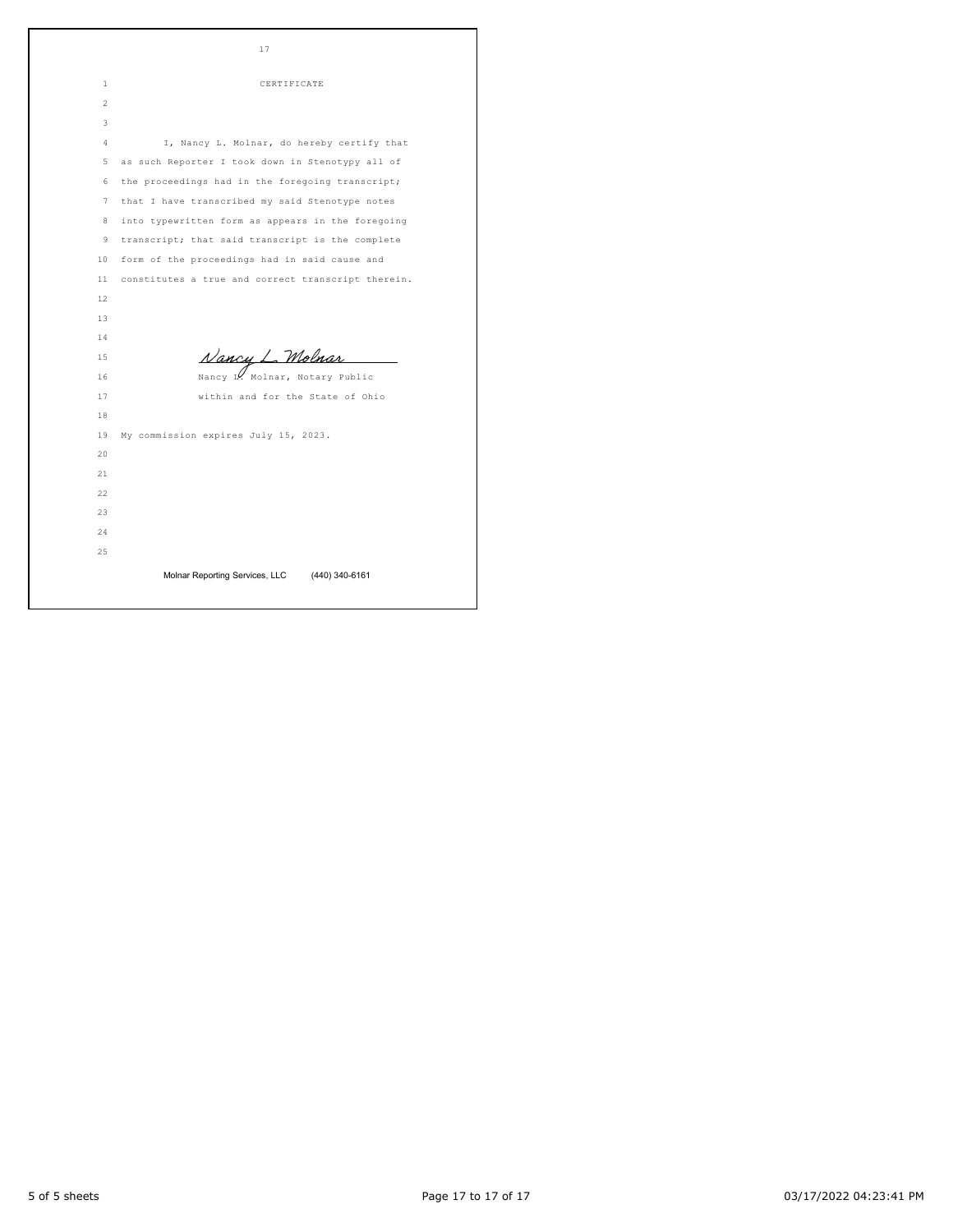# CERTIFICATE

I, Nancy L. Molnar, do hereby certify that as such Reporter I took down in Stenotypy all of the proceedings had in the foregoing transcript; that I have transcribed my said Stenotype notes into typewritten form as appears in the foregoing transcript; that said transcript is the complete form of the proceedings had in said cause and constitutes a true and correct transcript therein.

*Nancy L. Molnar*

Nancy L. Molnar, Notary Public
within and for the State of Ohio

My commission expires July 15, 2023.

Molnar Reporting Services, LLC (440) 340-6161